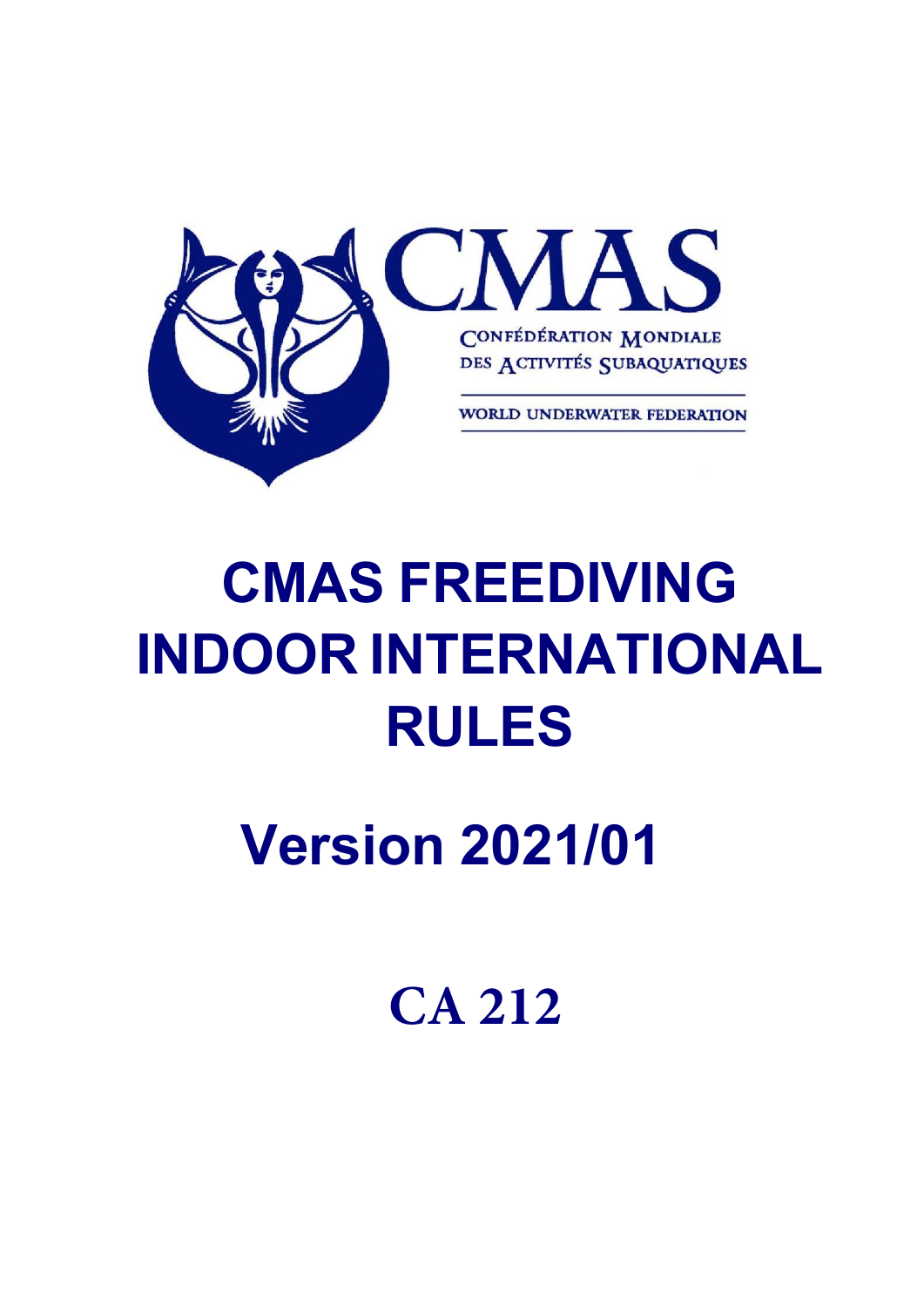CMAS

CONFÉDÉRATION MONDIALE DES ACTIVITÉS SUBAQUATIQUES

WORLD UNDERWATER FEDERATION

# CMAS FREEDIVING INDOOR INTERNATIONAL RULES

## Version 2021/01

## CA 212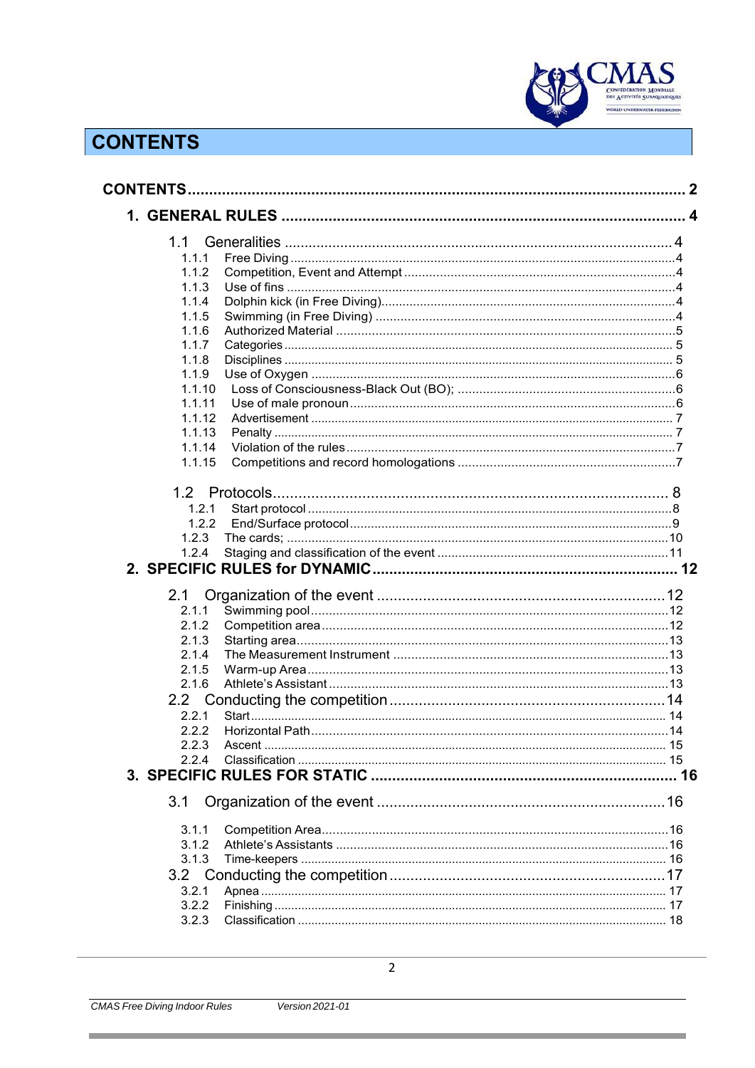# CONTENTS

CONTENTS ........................................................................................................ 2

1. GENERAL RULES ........................................................................................ 4

1.1 Generalities ................................................................................................. 4

- 1.1.1 Free Diving ................................................................................................ 4
- 1.1.2 Competition, Event and Attempt ............................................................... 4
- 1.1.3 Use of fins ................................................................................................. 4
- 1.1.4 Dolphin kick (in Free Diving) ...................................................................... 4
- 1.1.5 Swimming (in Free Diving) ......................................................................... 4
- 1.1.6 Authorized Material ................................................................................... 5
- 1.1.7 Categories ................................................................................................. 5
- 1.1.8 Disciplines ................................................................................................ 5
- 1.1.9 Use of Oxygen ........................................................................................... 6
- 1.1.10 Loss of Consciousness-Black Out (BO); .................................................. 6
- 1.1.11 Use of male pronoun ............................................................................... 6
- 1.1.12 Advertisement ......................................................................................... 7
- 1.1.13 Penalty .................................................................................................... 7
- 1.1.14 Violation of the rules ................................................................................ 7
- 1.1.15 Competitions and record homologations .................................................. 7

1.2 Protocols ..................................................................................................... 8

- 1.2.1 Start protocol ............................................................................................ 8
- 1.2.2 End/Surface protocol ................................................................................. 9
- 1.2.3 The cards; ............................................................................................... 10
- 1.2.4 Staging and classification of the event ..................................................... 11

2. SPECIFIC RULES for DYNAMIC ................................................................... 12

2.1 Organization of the event ............................................................................. 12

- 2.1.1 Swimming pool ........................................................................................ 12
- 2.1.2 Competition area ...................................................................................... 12
- 2.1.3 Starting area ............................................................................................ 13
- 2.1.4 The Measurement Instrument ................................................................... 13
- 2.1.5 Warm-up Area .......................................................................................... 13
- 2.1.6 Athlete's Assistant .................................................................................... 13

2.2 Conducting the competition .......................................................................... 14

- 2.2.1 Start ........................................................................................................ 14
- 2.2.2 Horizontal Path ........................................................................................ 14
- 2.2.3 Ascent ..................................................................................................... 15
- 2.2.4 Classification ........................................................................................... 15

3. SPECIFIC RULES FOR STATIC ..................................................................... 16

3.1 Organization of the event ............................................................................. 16

- 3.1.1 Competition Area ..................................................................................... 16
- 3.1.2 Athlete's Assistants .................................................................................. 16
- 3.1.3 Time-keepers ........................................................................................... 16

3.2 Conducting the competition .......................................................................... 17

- 3.2.1 Apnea ...................................................................................................... 17
- 3.2.2 Finishing .................................................................................................. 17
- 3.2.3 Classification ........................................................................................... 18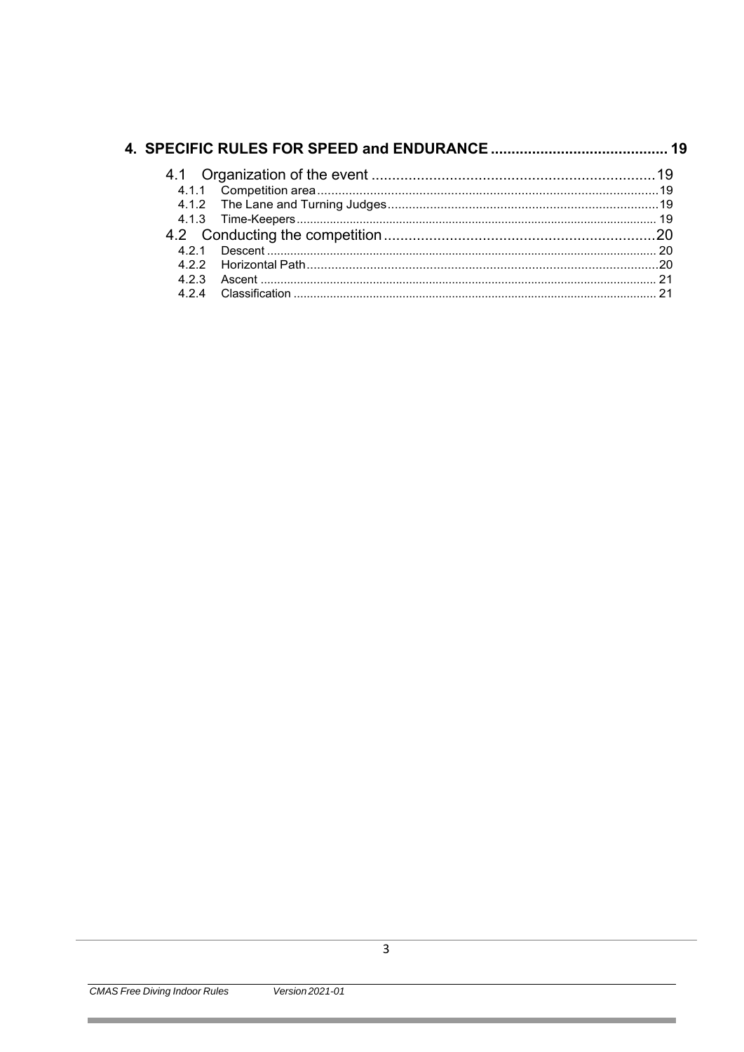**4. SPECIFIC RULES FOR SPEED and ENDURANCE .......................................... 19**

4.1 Organization of the event ..................................................................... 19
 4.1.1 Competition area ................................................................................... 19
 4.1.2 The Lane and Turning Judges ............................................................... 19
 4.1.3 Time-Keepers ........................................................................................ 19

4.2 Conducting the competition ................................................................... 20
 4.2.1 Descent ................................................................................................. 20
 4.2.2 Horizontal Path ..................................................................................... 20
 4.2.3 Ascent ................................................................................................... 21
 4.2.4 Classification ........................................................................................ 21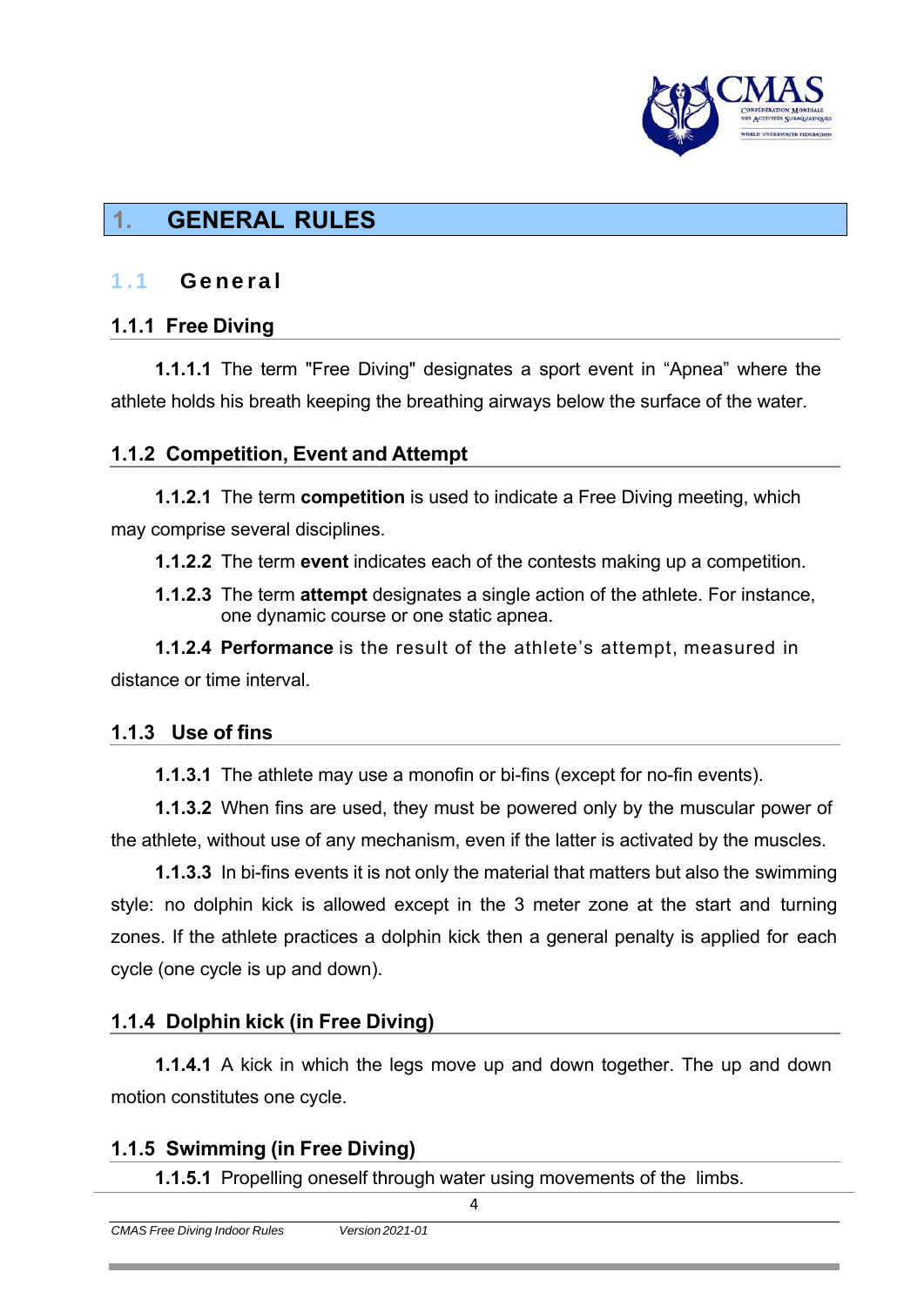# 1. GENERAL RULES

## 1.1 General

### 1.1.1 Free Diving

**1.1.1.1** The term "Free Diving" designates a sport event in “Apnea” where the athlete holds his breath keeping the breathing airways below the surface of the water.

### 1.1.2 Competition, Event and Attempt

**1.1.2.1** The term **competition** is used to indicate a Free Diving meeting, which may comprise several disciplines.

**1.1.2.2** The term **event** indicates each of the contests making up a competition.

**1.1.2.3** The term **attempt** designates a single action of the athlete. For instance, one dynamic course or one static apnea.

**1.1.2.4** **Performance** is the result of the athlete’s attempt, measured in distance or time interval.

### 1.1.3 Use of fins

**1.1.3.1** The athlete may use a monofin or bi-fins (except for no-fin events).

**1.1.3.2** When fins are used, they must be powered only by the muscular power of the athlete, without use of any mechanism, even if the latter is activated by the muscles.

**1.1.3.3** In bi-fins events it is not only the material that matters but also the swimming style: no dolphin kick is allowed except in the 3 meter zone at the start and turning zones. If the athlete practices a dolphin kick then a general penalty is applied for each cycle (one cycle is up and down).

### 1.1.4 Dolphin kick (in Free Diving)

**1.1.4.1** A kick in which the legs move up and down together. The up and down motion constitutes one cycle.

### 1.1.5 Swimming (in Free Diving)

**1.1.5.1** Propelling oneself through water using movements of the limbs.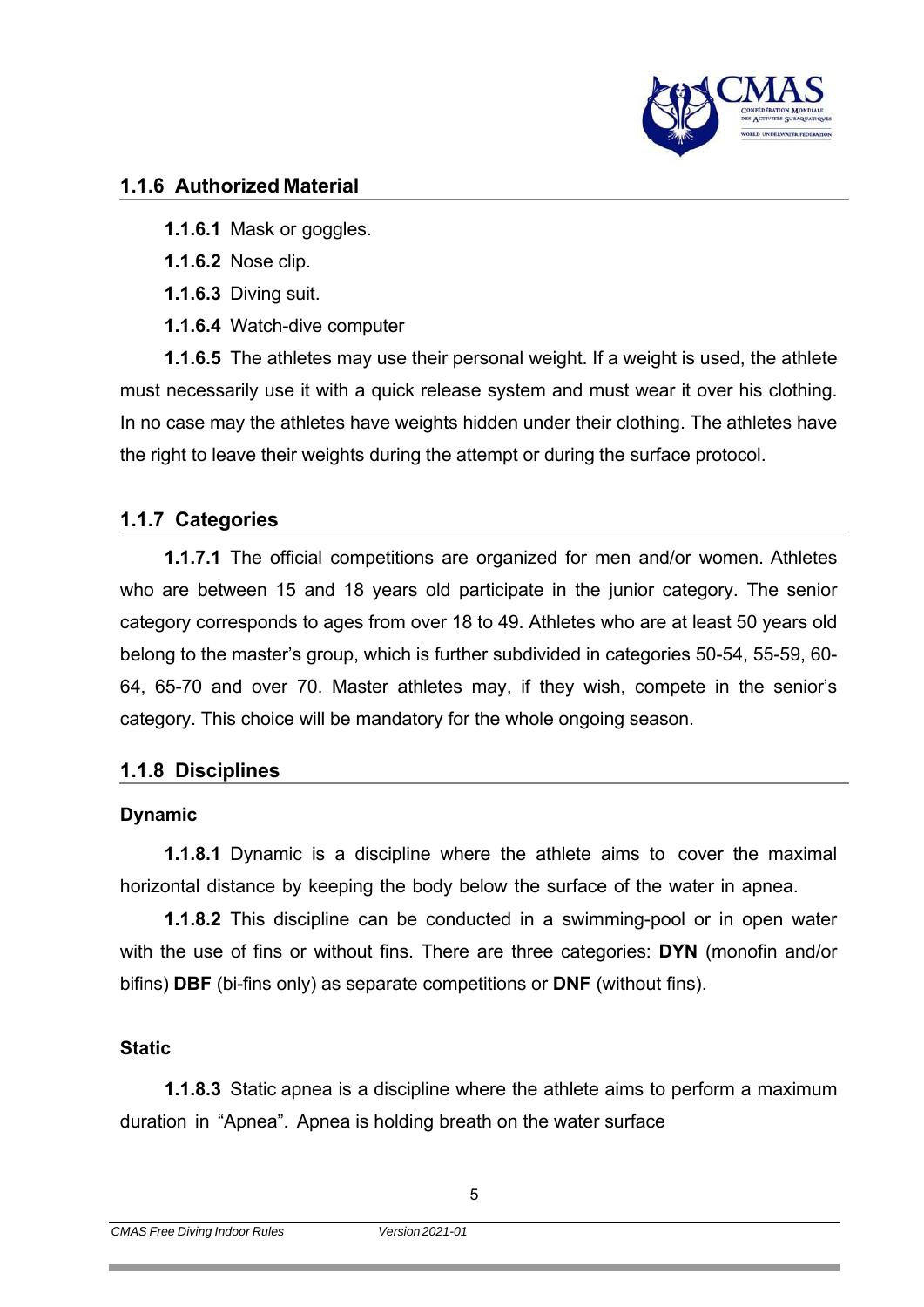### 1.1.6 Authorized Material

**1.1.6.1** Mask or goggles.

**1.1.6.2** Nose clip.

**1.1.6.3** Diving suit.

**1.1.6.4** Watch-dive computer

**1.1.6.5** The athletes may use their personal weight. If a weight is used, the athlete must necessarily use it with a quick release system and must wear it over his clothing. In no case may the athletes have weights hidden under their clothing. The athletes have the right to leave their weights during the attempt or during the surface protocol.

### 1.1.7 Categories

**1.1.7.1** The official competitions are organized for men and/or women. Athletes who are between 15 and 18 years old participate in the junior category. The senior category corresponds to ages from over 18 to 49. Athletes who are at least 50 years old belong to the master's group, which is further subdivided in categories 50-54, 55-59, 60-64, 65-70 and over 70. Master athletes may, if they wish, compete in the senior's category. This choice will be mandatory for the whole ongoing season.

### 1.1.8 Disciplines

**Dynamic**

**1.1.8.1** Dynamic is a discipline where the athlete aims to cover the maximal horizontal distance by keeping the body below the surface of the water in apnea.

**1.1.8.2** This discipline can be conducted in a swimming-pool or in open water with the use of fins or without fins. There are three categories: **DYN** (monofin and/or bifins) **DBF** (bi-fins only) as separate competitions or **DNF** (without fins).

**Static**

**1.1.8.3** Static apnea is a discipline where the athlete aims to perform a maximum duration in "Apnea". Apnea is holding breath on the water surface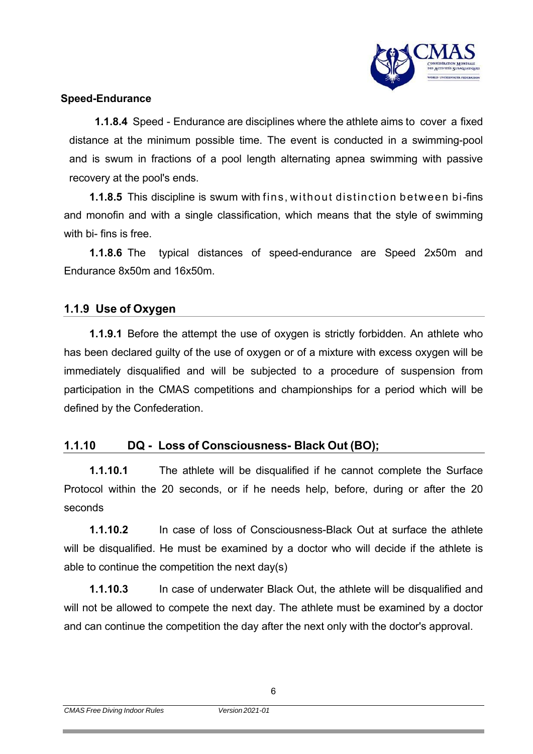**Speed-Endurance**

**1.1.8.4** Speed - Endurance are disciplines where the athlete aims to cover a fixed distance at the minimum possible time. The event is conducted in a swimming-pool and is swum in fractions of a pool length alternating apnea swimming with passive recovery at the pool's ends.

**1.1.8.5** This discipline is swum with fins, without distinction between bi-fins and monofin and with a single classification, which means that the style of swimming with bi- fins is free.

**1.1.8.6** The typical distances of speed-endurance are Speed 2x50m and Endurance 8x50m and 16x50m.

### 1.1.9 Use of Oxygen

**1.1.9.1** Before the attempt the use of oxygen is strictly forbidden. An athlete who has been declared guilty of the use of oxygen or of a mixture with excess oxygen will be immediately disqualified and will be subjected to a procedure of suspension from participation in the CMAS competitions and championships for a period which will be defined by the Confederation.

### 1.1.10 DQ - Loss of Consciousness- Black Out (BO);

**1.1.10.1** The athlete will be disqualified if he cannot complete the Surface Protocol within the 20 seconds, or if he needs help, before, during or after the 20 seconds

**1.1.10.2** In case of loss of Consciousness-Black Out at surface the athlete will be disqualified. He must be examined by a doctor who will decide if the athlete is able to continue the competition the next day(s)

**1.1.10.3** In case of underwater Black Out, the athlete will be disqualified and will not be allowed to compete the next day. The athlete must be examined by a doctor and can continue the competition the day after the next only with the doctor's approval.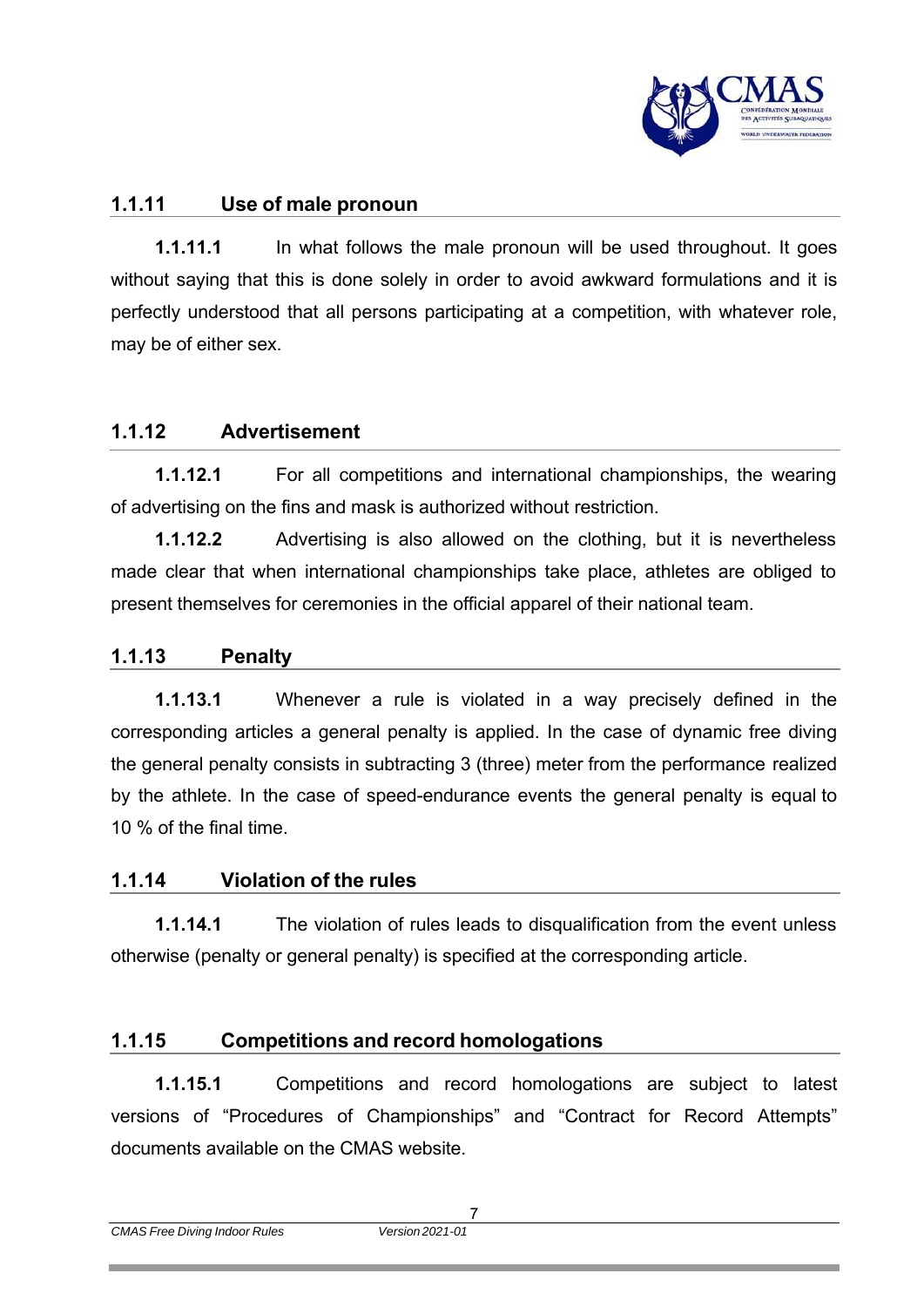### 1.1.11 Use of male pronoun

**1.1.11.1** In what follows the male pronoun will be used throughout. It goes without saying that this is done solely in order to avoid awkward formulations and it is perfectly understood that all persons participating at a competition, with whatever role, may be of either sex.

### 1.1.12 Advertisement

**1.1.12.1** For all competitions and international championships, the wearing of advertising on the fins and mask is authorized without restriction.

**1.1.12.2** Advertising is also allowed on the clothing, but it is nevertheless made clear that when international championships take place, athletes are obliged to present themselves for ceremonies in the official apparel of their national team.

### 1.1.13 Penalty

**1.1.13.1** Whenever a rule is violated in a way precisely defined in the corresponding articles a general penalty is applied. In the case of dynamic free diving the general penalty consists in subtracting 3 (three) meter from the performance realized by the athlete. In the case of speed-endurance events the general penalty is equal to 10 % of the final time.

### 1.1.14 Violation of the rules

**1.1.14.1** The violation of rules leads to disqualification from the event unless otherwise (penalty or general penalty) is specified at the corresponding article.

### 1.1.15 Competitions and record homologations

**1.1.15.1** Competitions and record homologations are subject to latest versions of "Procedures of Championships" and "Contract for Record Attempts" documents available on the CMAS website.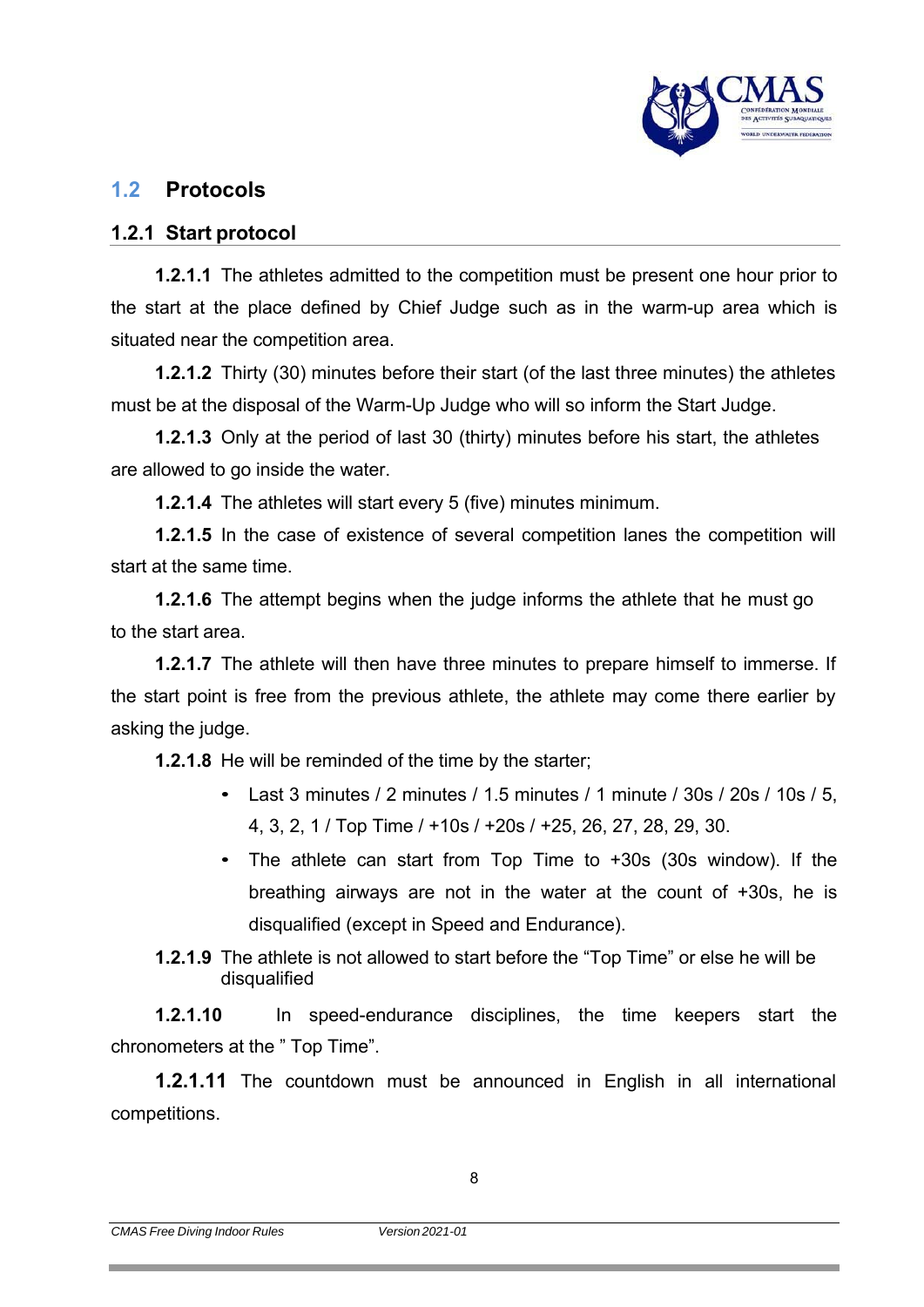## 1.2 Protocols

### 1.2.1 Start protocol

**1.2.1.1** The athletes admitted to the competition must be present one hour prior to the start at the place defined by Chief Judge such as in the warm-up area which is situated near the competition area.

**1.2.1.2** Thirty (30) minutes before their start (of the last three minutes) the athletes must be at the disposal of the Warm-Up Judge who will so inform the Start Judge.

**1.2.1.3** Only at the period of last 30 (thirty) minutes before his start, the athletes are allowed to go inside the water.

**1.2.1.4** The athletes will start every 5 (five) minutes minimum.

**1.2.1.5** In the case of existence of several competition lanes the competition will start at the same time.

**1.2.1.6** The attempt begins when the judge informs the athlete that he must go to the start area.

**1.2.1.7** The athlete will then have three minutes to prepare himself to immerse. If the start point is free from the previous athlete, the athlete may come there earlier by asking the judge.

**1.2.1.8** He will be reminded of the time by the starter;

- Last 3 minutes / 2 minutes / 1.5 minutes / 1 minute / 30s / 20s / 10s / 5, 4, 3, 2, 1 / Top Time / +10s / +20s / +25, 26, 27, 28, 29, 30.
- The athlete can start from Top Time to +30s (30s window). If the breathing airways are not in the water at the count of +30s, he is disqualified (except in Speed and Endurance).

**1.2.1.9** The athlete is not allowed to start before the “Top Time” or else he will be disqualified

**1.2.1.10** In speed-endurance disciplines, the time keepers start the chronometers at the ” Top Time”.

**1.2.1.11** The countdown must be announced in English in all international competitions.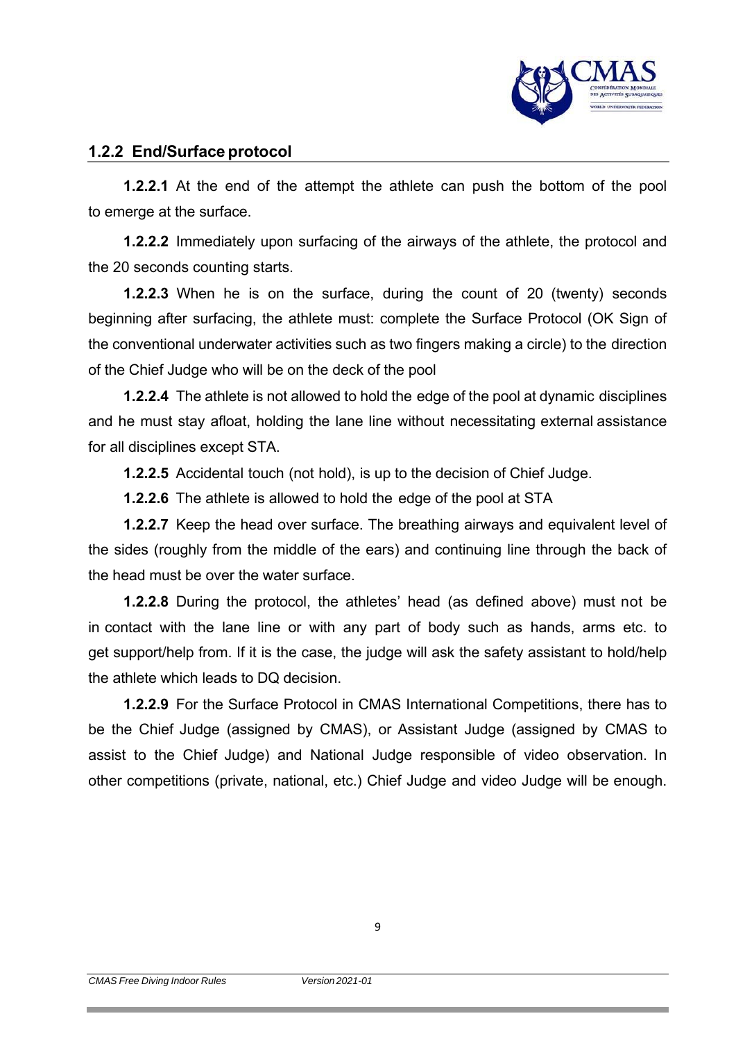### 1.2.2 End/Surface protocol

**1.2.2.1** At the end of the attempt the athlete can push the bottom of the pool to emerge at the surface.

**1.2.2.2** Immediately upon surfacing of the airways of the athlete, the protocol and the 20 seconds counting starts.

**1.2.2.3** When he is on the surface, during the count of 20 (twenty) seconds beginning after surfacing, the athlete must: complete the Surface Protocol (OK Sign of the conventional underwater activities such as two fingers making a circle) to the direction of the Chief Judge who will be on the deck of the pool

**1.2.2.4** The athlete is not allowed to hold the edge of the pool at dynamic disciplines and he must stay afloat, holding the lane line without necessitating external assistance for all disciplines except STA.

**1.2.2.5** Accidental touch (not hold), is up to the decision of Chief Judge.

**1.2.2.6** The athlete is allowed to hold the edge of the pool at STA

**1.2.2.7** Keep the head over surface. The breathing airways and equivalent level of the sides (roughly from the middle of the ears) and continuing line through the back of the head must be over the water surface.

**1.2.2.8** During the protocol, the athletes' head (as defined above) must not be in contact with the lane line or with any part of body such as hands, arms etc. to get support/help from. If it is the case, the judge will ask the safety assistant to hold/help the athlete which leads to DQ decision.

**1.2.2.9** For the Surface Protocol in CMAS International Competitions, there has to be the Chief Judge (assigned by CMAS), or Assistant Judge (assigned by CMAS to assist to the Chief Judge) and National Judge responsible of video observation. In other competitions (private, national, etc.) Chief Judge and video Judge will be enough.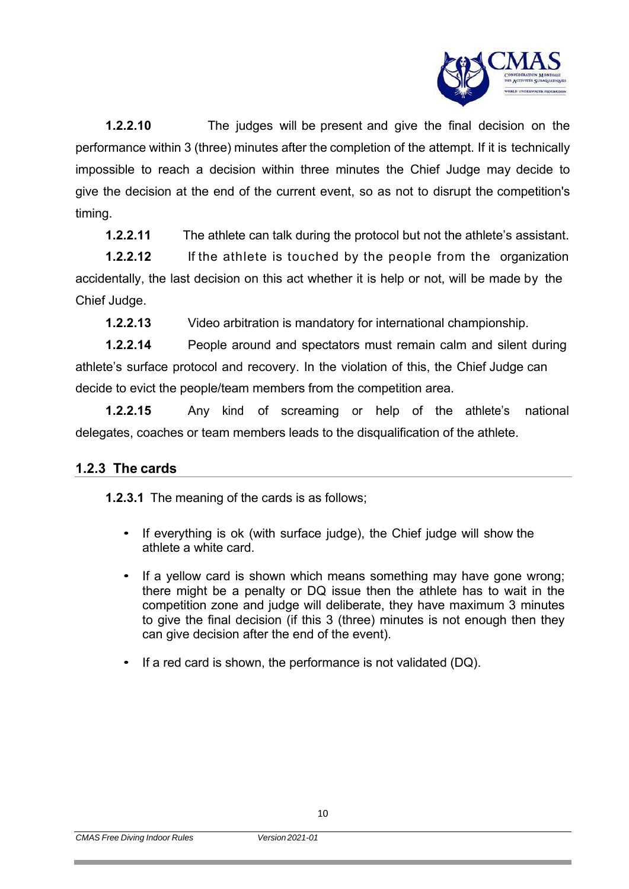**1.2.2.10** The judges will be present and give the final decision on the performance within 3 (three) minutes after the completion of the attempt. If it is technically impossible to reach a decision within three minutes the Chief Judge may decide to give the decision at the end of the current event, so as not to disrupt the competition's timing.

**1.2.2.11** The athlete can talk during the protocol but not the athlete's assistant.

**1.2.2.12** If the athlete is touched by the people from the organization accidentally, the last decision on this act whether it is help or not, will be made by the Chief Judge.

**1.2.2.13** Video arbitration is mandatory for international championship.

**1.2.2.14** People around and spectators must remain calm and silent during athlete's surface protocol and recovery. In the violation of this, the Chief Judge can decide to evict the people/team members from the competition area.

**1.2.2.15** Any kind of screaming or help of the athlete's national delegates, coaches or team members leads to the disqualification of the athlete.

### 1.2.3 The cards

**1.2.3.1** The meaning of the cards is as follows;

- If everything is ok (with surface judge), the Chief judge will show the athlete a white card.
- If a yellow card is shown which means something may have gone wrong; there might be a penalty or DQ issue then the athlete has to wait in the competition zone and judge will deliberate, they have maximum 3 minutes to give the final decision (if this 3 (three) minutes is not enough then they can give decision after the end of the event).
- If a red card is shown, the performance is not validated (DQ).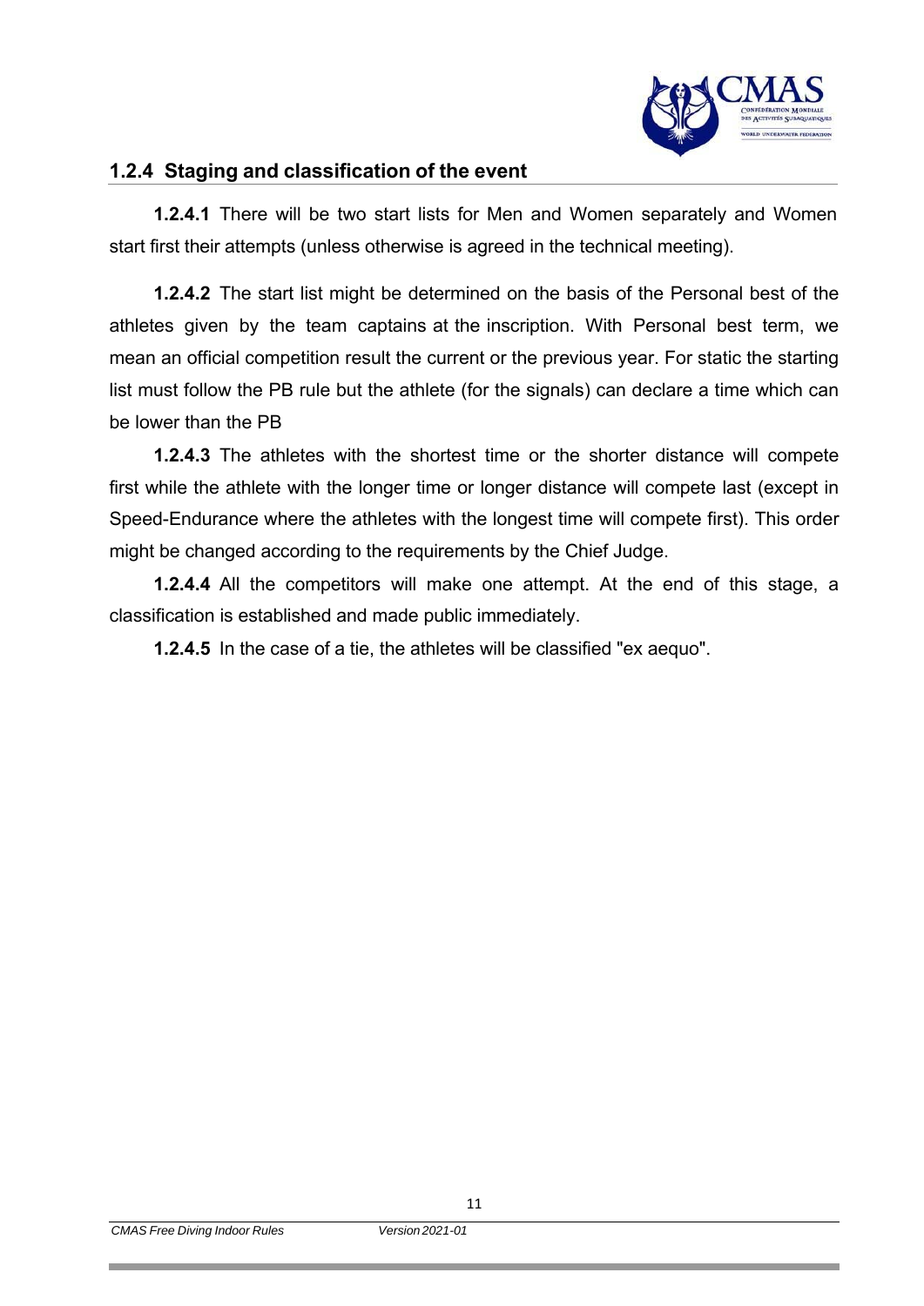### 1.2.4 Staging and classification of the event

**1.2.4.1** There will be two start lists for Men and Women separately and Women start first their attempts (unless otherwise is agreed in the technical meeting).

**1.2.4.2** The start list might be determined on the basis of the Personal best of the athletes given by the team captains at the inscription. With Personal best term, we mean an official competition result the current or the previous year. For static the starting list must follow the PB rule but the athlete (for the signals) can declare a time which can be lower than the PB

**1.2.4.3** The athletes with the shortest time or the shorter distance will compete first while the athlete with the longer time or longer distance will compete last (except in Speed-Endurance where the athletes with the longest time will compete first). This order might be changed according to the requirements by the Chief Judge.

**1.2.4.4** All the competitors will make one attempt. At the end of this stage, a classification is established and made public immediately.

**1.2.4.5** In the case of a tie, the athletes will be classified "ex aequo".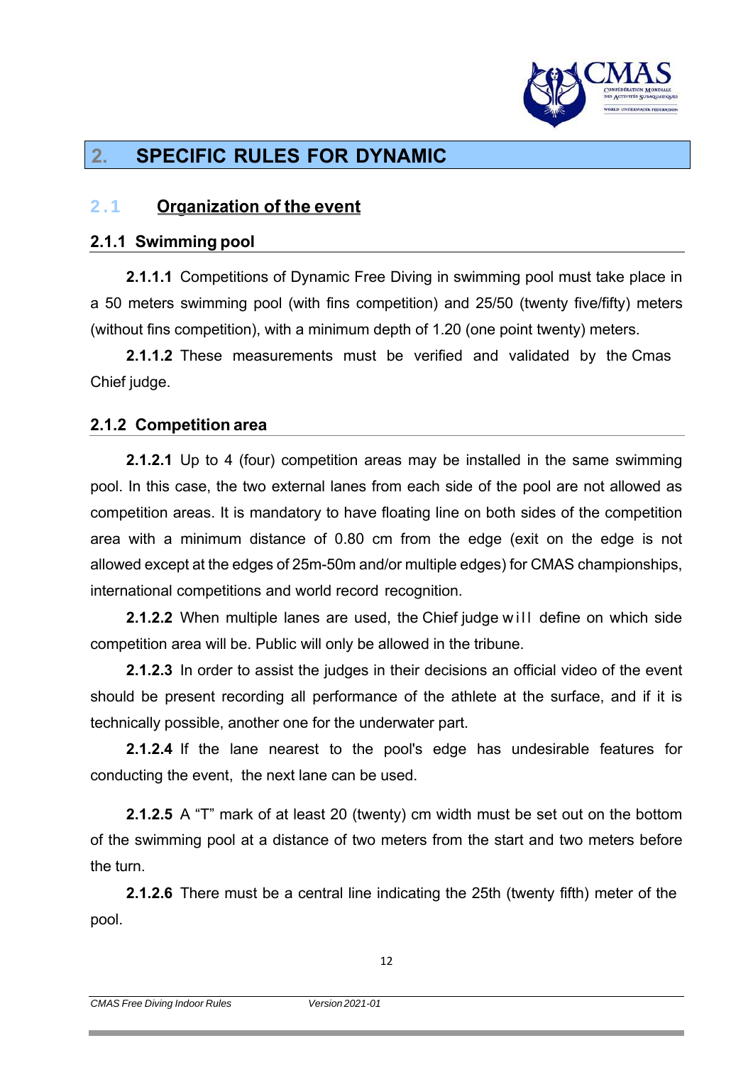# 2. SPECIFIC RULES FOR DYNAMIC

## 2.1 Organization of the event

### 2.1.1 Swimming pool

**2.1.1.1** Competitions of Dynamic Free Diving in swimming pool must take place in a 50 meters swimming pool (with fins competition) and 25/50 (twenty five/fifty) meters (without fins competition), with a minimum depth of 1.20 (one point twenty) meters.

**2.1.1.2** These measurements must be verified and validated by the Cmas Chief judge.

### 2.1.2 Competition area

**2.1.2.1** Up to 4 (four) competition areas may be installed in the same swimming pool. In this case, the two external lanes from each side of the pool are not allowed as competition areas. It is mandatory to have floating line on both sides of the competition area with a minimum distance of 0.80 cm from the edge (exit on the edge is not allowed except at the edges of 25m-50m and/or multiple edges) for CMAS championships, international competitions and world record recognition.

**2.1.2.2** When multiple lanes are used, the Chief judge will define on which side competition area will be. Public will only be allowed in the tribune.

**2.1.2.3** In order to assist the judges in their decisions an official video of the event should be present recording all performance of the athlete at the surface, and if it is technically possible, another one for the underwater part.

**2.1.2.4** If the lane nearest to the pool's edge has undesirable features for conducting the event, the next lane can be used.

**2.1.2.5** A "T" mark of at least 20 (twenty) cm width must be set out on the bottom of the swimming pool at a distance of two meters from the start and two meters before the turn.

**2.1.2.6** There must be a central line indicating the 25th (twenty fifth) meter of the pool.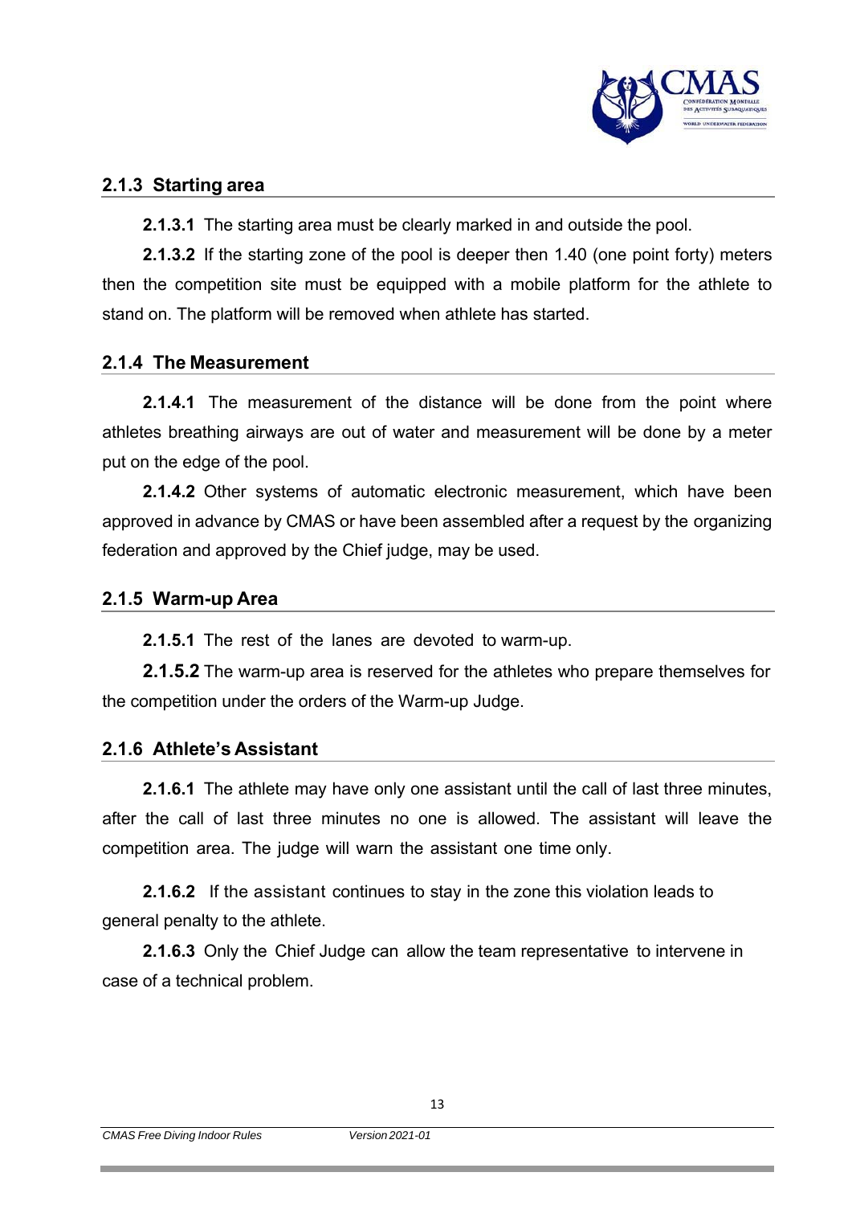### 2.1.3 Starting area

**2.1.3.1** The starting area must be clearly marked in and outside the pool.

**2.1.3.2** If the starting zone of the pool is deeper then 1.40 (one point forty) meters then the competition site must be equipped with a mobile platform for the athlete to stand on. The platform will be removed when athlete has started.

### 2.1.4 The Measurement

**2.1.4.1** The measurement of the distance will be done from the point where athletes breathing airways are out of water and measurement will be done by a meter put on the edge of the pool.

**2.1.4.2** Other systems of automatic electronic measurement, which have been approved in advance by CMAS or have been assembled after a request by the organizing federation and approved by the Chief judge, may be used.

### 2.1.5 Warm-up Area

**2.1.5.1** The rest of the lanes are devoted to warm-up.

**2.1.5.2** The warm-up area is reserved for the athletes who prepare themselves for the competition under the orders of the Warm-up Judge.

### 2.1.6 Athlete's Assistant

**2.1.6.1** The athlete may have only one assistant until the call of last three minutes, after the call of last three minutes no one is allowed. The assistant will leave the competition area. The judge will warn the assistant one time only.

**2.1.6.2** If the assistant continues to stay in the zone this violation leads to general penalty to the athlete.

**2.1.6.3** Only the Chief Judge can allow the team representative to intervene in case of a technical problem.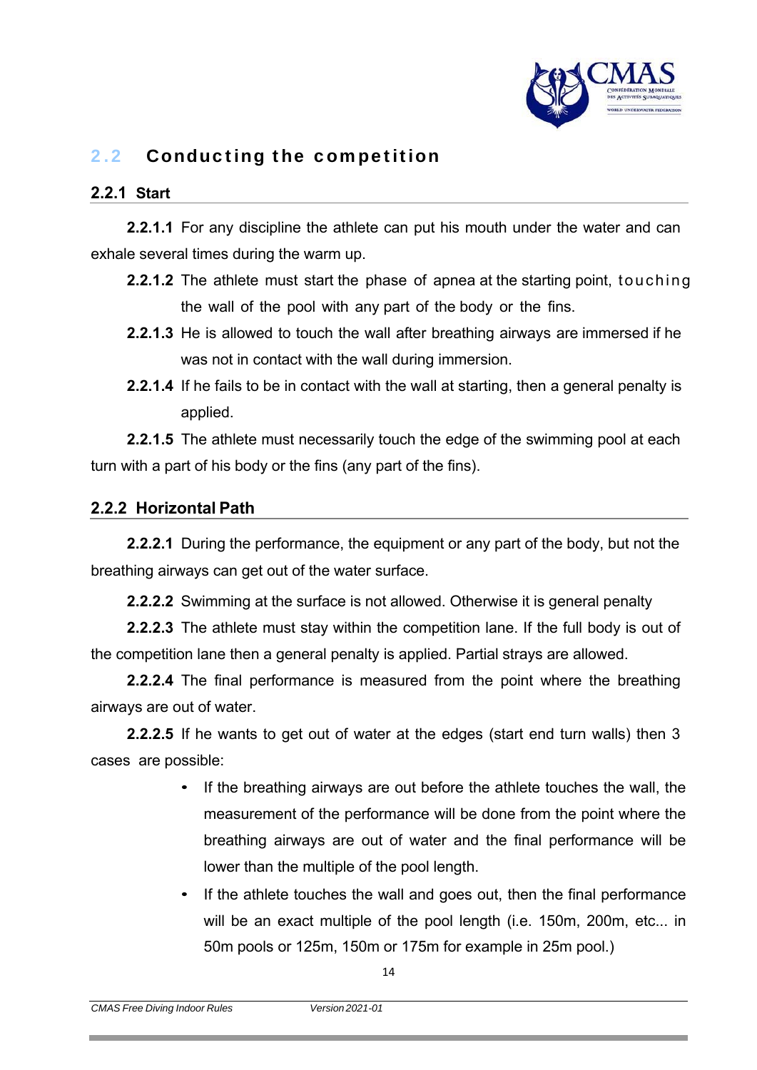## 2.2 Conducting the competition

### 2.2.1 Start

**2.2.1.1** For any discipline the athlete can put his mouth under the water and can exhale several times during the warm up.

**2.2.1.2** The athlete must start the phase of apnea at the starting point, touching the wall of the pool with any part of the body or the fins.

**2.2.1.3** He is allowed to touch the wall after breathing airways are immersed if he was not in contact with the wall during immersion.

**2.2.1.4** If he fails to be in contact with the wall at starting, then a general penalty is applied.

**2.2.1.5** The athlete must necessarily touch the edge of the swimming pool at each turn with a part of his body or the fins (any part of the fins).

### 2.2.2 Horizontal Path

**2.2.2.1** During the performance, the equipment or any part of the body, but not the breathing airways can get out of the water surface.

**2.2.2.2** Swimming at the surface is not allowed. Otherwise it is general penalty

**2.2.2.3** The athlete must stay within the competition lane. If the full body is out of the competition lane then a general penalty is applied. Partial strays are allowed.

**2.2.2.4** The final performance is measured from the point where the breathing airways are out of water.

**2.2.2.5** If he wants to get out of water at the edges (start end turn walls) then 3 cases are possible:

- If the breathing airways are out before the athlete touches the wall, the measurement of the performance will be done from the point where the breathing airways are out of water and the final performance will be lower than the multiple of the pool length.
- If the athlete touches the wall and goes out, then the final performance will be an exact multiple of the pool length (i.e. 150m, 200m, etc... in 50m pools or 125m, 150m or 175m for example in 25m pool.)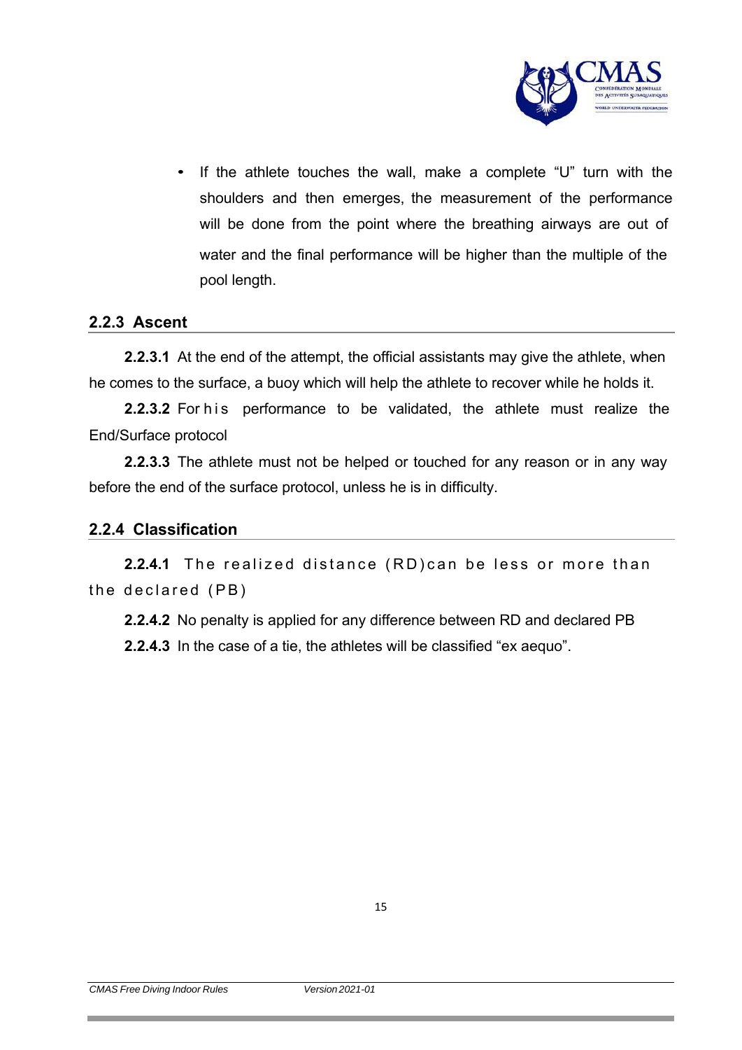- If the athlete touches the wall, make a complete "U" turn with the shoulders and then emerges, the measurement of the performance will be done from the point where the breathing airways are out of water and the final performance will be higher than the multiple of the pool length.

### 2.2.3 Ascent

**2.2.3.1** At the end of the attempt, the official assistants may give the athlete, when he comes to the surface, a buoy which will help the athlete to recover while he holds it.

**2.2.3.2** For his performance to be validated, the athlete must realize the End/Surface protocol

**2.2.3.3** The athlete must not be helped or touched for any reason or in any way before the end of the surface protocol, unless he is in difficulty.

### 2.2.4 Classification

**2.2.4.1** The realized distance (RD)can be less or more than the declared (PB)

**2.2.4.2** No penalty is applied for any difference between RD and declared PB

**2.2.4.3** In the case of a tie, the athletes will be classified "ex aequo".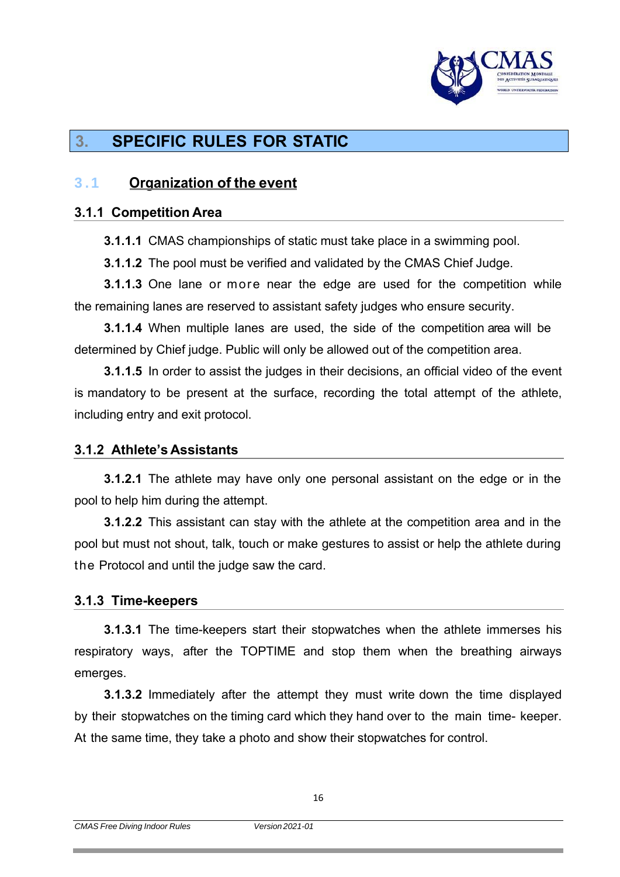# 3. SPECIFIC RULES FOR STATIC

## 3.1 Organization of the event

### 3.1.1 Competition Area

**3.1.1.1** CMAS championships of static must take place in a swimming pool.

**3.1.1.2** The pool must be verified and validated by the CMAS Chief Judge.

**3.1.1.3** One lane or more near the edge are used for the competition while the remaining lanes are reserved to assistant safety judges who ensure security.

**3.1.1.4** When multiple lanes are used, the side of the competition area will be determined by Chief judge. Public will only be allowed out of the competition area.

**3.1.1.5** In order to assist the judges in their decisions, an official video of the event is mandatory to be present at the surface, recording the total attempt of the athlete, including entry and exit protocol.

### 3.1.2 Athlete's Assistants

**3.1.2.1** The athlete may have only one personal assistant on the edge or in the pool to help him during the attempt.

**3.1.2.2** This assistant can stay with the athlete at the competition area and in the pool but must not shout, talk, touch or make gestures to assist or help the athlete during the Protocol and until the judge saw the card.

### 3.1.3 Time-keepers

**3.1.3.1** The time-keepers start their stopwatches when the athlete immerses his respiratory ways, after the TOPTIME and stop them when the breathing airways emerges.

**3.1.3.2** Immediately after the attempt they must write down the time displayed by their stopwatches on the timing card which they hand over to the main time- keeper. At the same time, they take a photo and show their stopwatches for control.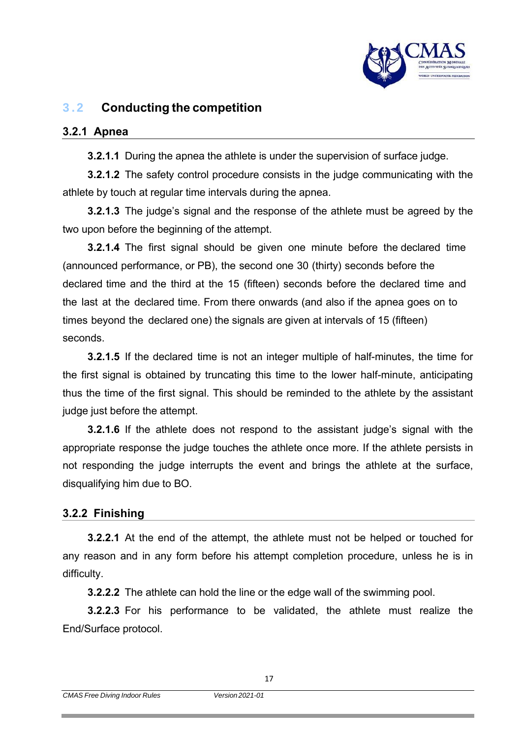## 3.2 Conducting the competition

### 3.2.1 Apnea

**3.2.1.1** During the apnea the athlete is under the supervision of surface judge.

**3.2.1.2** The safety control procedure consists in the judge communicating with the athlete by touch at regular time intervals during the apnea.

**3.2.1.3** The judge's signal and the response of the athlete must be agreed by the two upon before the beginning of the attempt.

**3.2.1.4** The first signal should be given one minute before the declared time (announced performance, or PB), the second one 30 (thirty) seconds before the declared time and the third at the 15 (fifteen) seconds before the declared time and the last at the declared time. From there onwards (and also if the apnea goes on to times beyond the declared one) the signals are given at intervals of 15 (fifteen) seconds.

**3.2.1.5** If the declared time is not an integer multiple of half-minutes, the time for the first signal is obtained by truncating this time to the lower half-minute, anticipating thus the time of the first signal. This should be reminded to the athlete by the assistant judge just before the attempt.

**3.2.1.6** If the athlete does not respond to the assistant judge's signal with the appropriate response the judge touches the athlete once more. If the athlete persists in not responding the judge interrupts the event and brings the athlete at the surface, disqualifying him due to BO.

### 3.2.2 Finishing

**3.2.2.1** At the end of the attempt, the athlete must not be helped or touched for any reason and in any form before his attempt completion procedure, unless he is in difficulty.

**3.2.2.2** The athlete can hold the line or the edge wall of the swimming pool.

**3.2.2.3** For his performance to be validated, the athlete must realize the End/Surface protocol.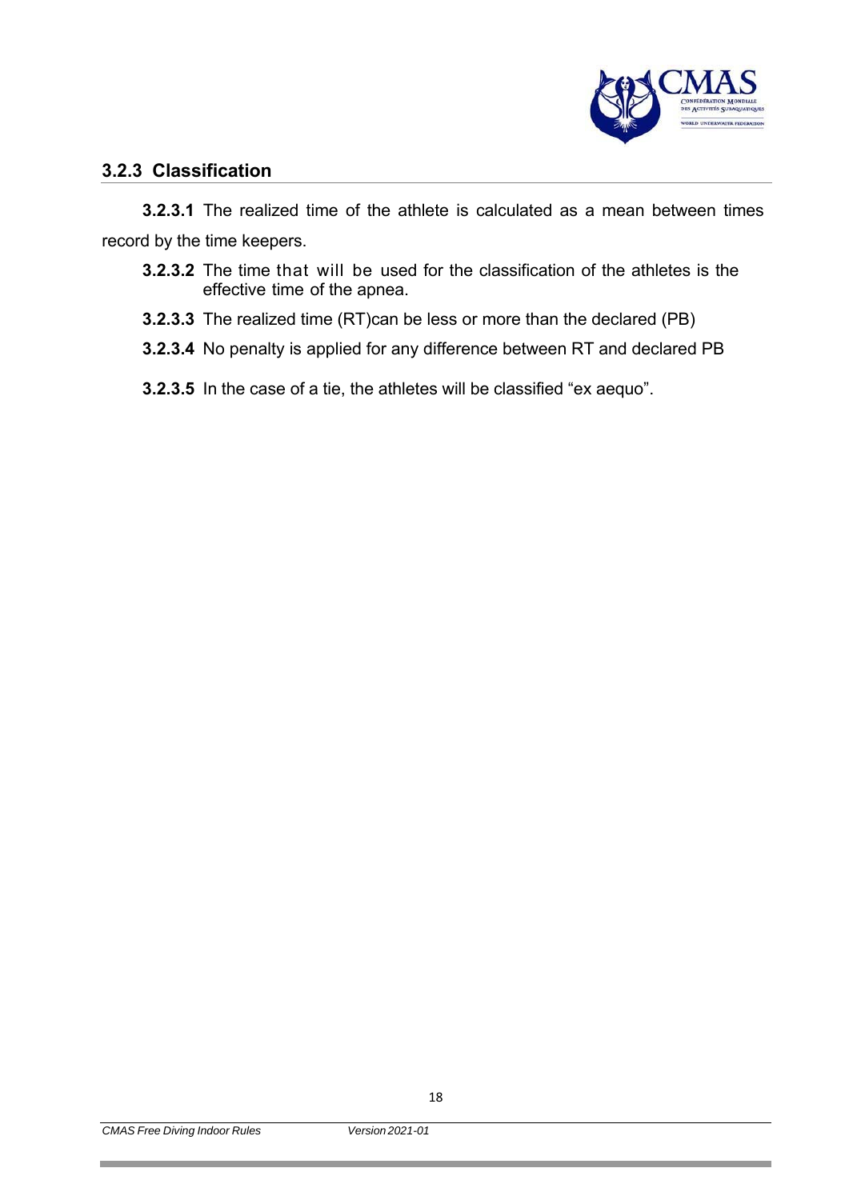### 3.2.3 Classification

**3.2.3.1** The realized time of the athlete is calculated as a mean between times record by the time keepers.

**3.2.3.2** The time that will be used for the classification of the athletes is the effective time of the apnea.

**3.2.3.3** The realized time (RT)can be less or more than the declared (PB)

**3.2.3.4** No penalty is applied for any difference between RT and declared PB

**3.2.3.5** In the case of a tie, the athletes will be classified “ex aequo”.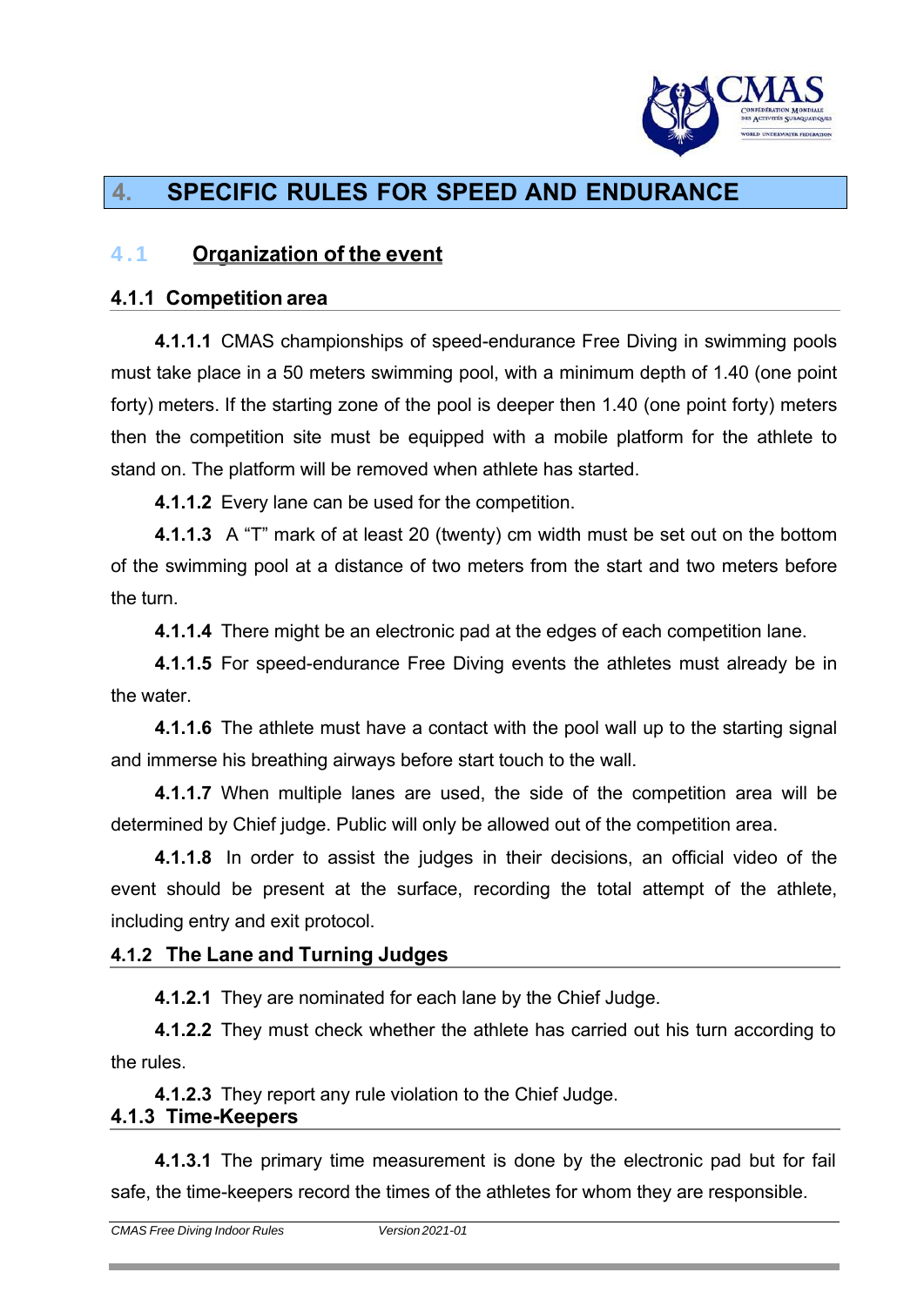# 4. SPECIFIC RULES FOR SPEED AND ENDURANCE

## 4.1 Organization of the event

### 4.1.1 Competition area

**4.1.1.1** CMAS championships of speed-endurance Free Diving in swimming pools must take place in a 50 meters swimming pool, with a minimum depth of 1.40 (one point forty) meters. If the starting zone of the pool is deeper then 1.40 (one point forty) meters then the competition site must be equipped with a mobile platform for the athlete to stand on. The platform will be removed when athlete has started.

**4.1.1.2** Every lane can be used for the competition.

**4.1.1.3** A "T" mark of at least 20 (twenty) cm width must be set out on the bottom of the swimming pool at a distance of two meters from the start and two meters before the turn.

**4.1.1.4** There might be an electronic pad at the edges of each competition lane.

**4.1.1.5** For speed-endurance Free Diving events the athletes must already be in the water.

**4.1.1.6** The athlete must have a contact with the pool wall up to the starting signal and immerse his breathing airways before start touch to the wall.

**4.1.1.7** When multiple lanes are used, the side of the competition area will be determined by Chief judge. Public will only be allowed out of the competition area.

**4.1.1.8** In order to assist the judges in their decisions, an official video of the event should be present at the surface, recording the total attempt of the athlete, including entry and exit protocol.

### 4.1.2 The Lane and Turning Judges

**4.1.2.1** They are nominated for each lane by the Chief Judge.

**4.1.2.2** They must check whether the athlete has carried out his turn according to the rules.

**4.1.2.3** They report any rule violation to the Chief Judge.

### 4.1.3 Time-Keepers

**4.1.3.1** The primary time measurement is done by the electronic pad but for fail safe, the time-keepers record the times of the athletes for whom they are responsible.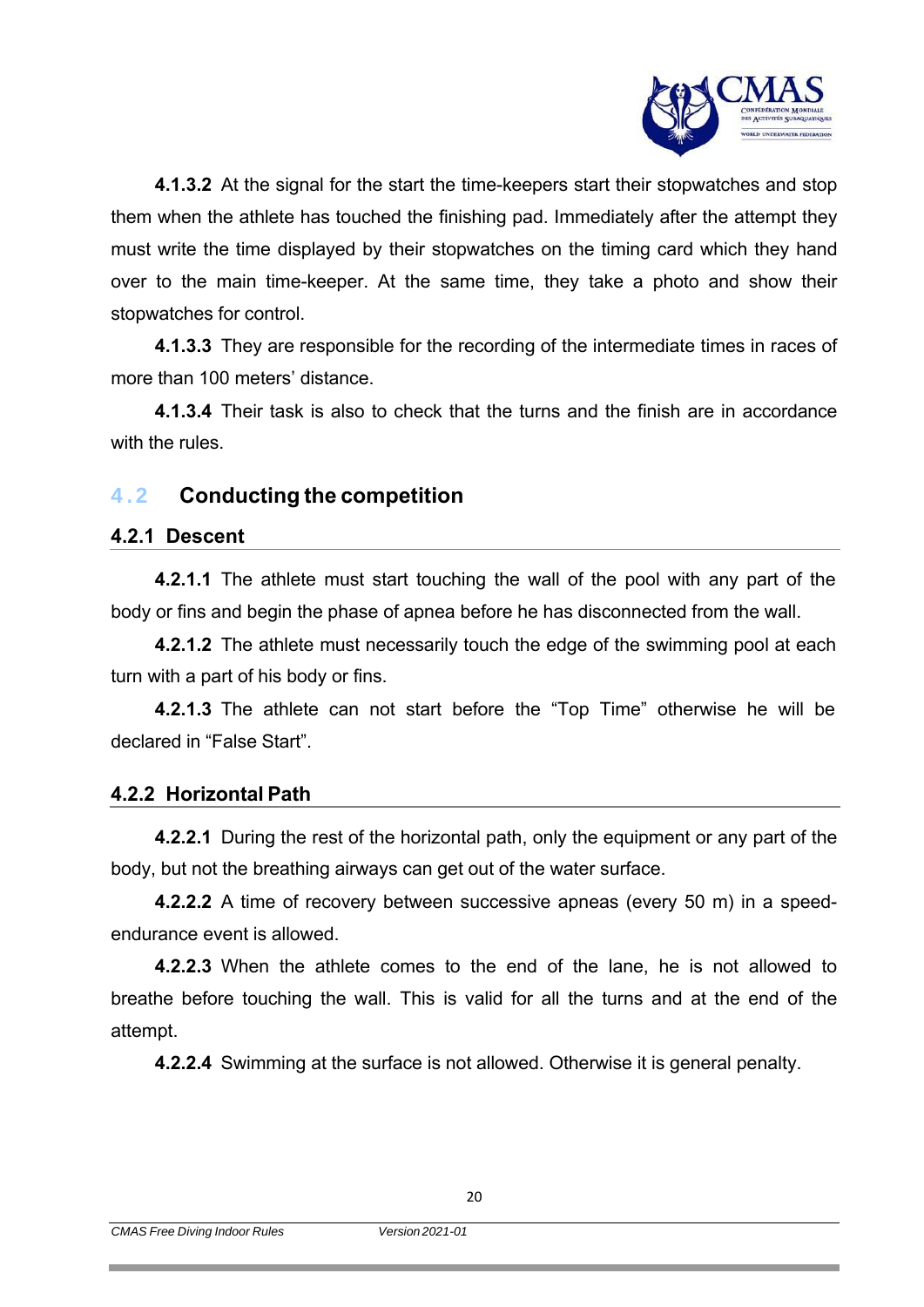**4.1.3.2** At the signal for the start the time-keepers start their stopwatches and stop them when the athlete has touched the finishing pad. Immediately after the attempt they must write the time displayed by their stopwatches on the timing card which they hand over to the main time-keeper. At the same time, they take a photo and show their stopwatches for control.

**4.1.3.3** They are responsible for the recording of the intermediate times in races of more than 100 meters' distance.

**4.1.3.4** Their task is also to check that the turns and the finish are in accordance with the rules.

## 4.2 Conducting the competition

### 4.2.1 Descent

**4.2.1.1** The athlete must start touching the wall of the pool with any part of the body or fins and begin the phase of apnea before he has disconnected from the wall.

**4.2.1.2** The athlete must necessarily touch the edge of the swimming pool at each turn with a part of his body or fins.

**4.2.1.3** The athlete can not start before the "Top Time" otherwise he will be declared in "False Start".

### 4.2.2 Horizontal Path

**4.2.2.1** During the rest of the horizontal path, only the equipment or any part of the body, but not the breathing airways can get out of the water surface.

**4.2.2.2** A time of recovery between successive apneas (every 50 m) in a speed-endurance event is allowed.

**4.2.2.3** When the athlete comes to the end of the lane, he is not allowed to breathe before touching the wall. This is valid for all the turns and at the end of the attempt.

**4.2.2.4** Swimming at the surface is not allowed. Otherwise it is general penalty.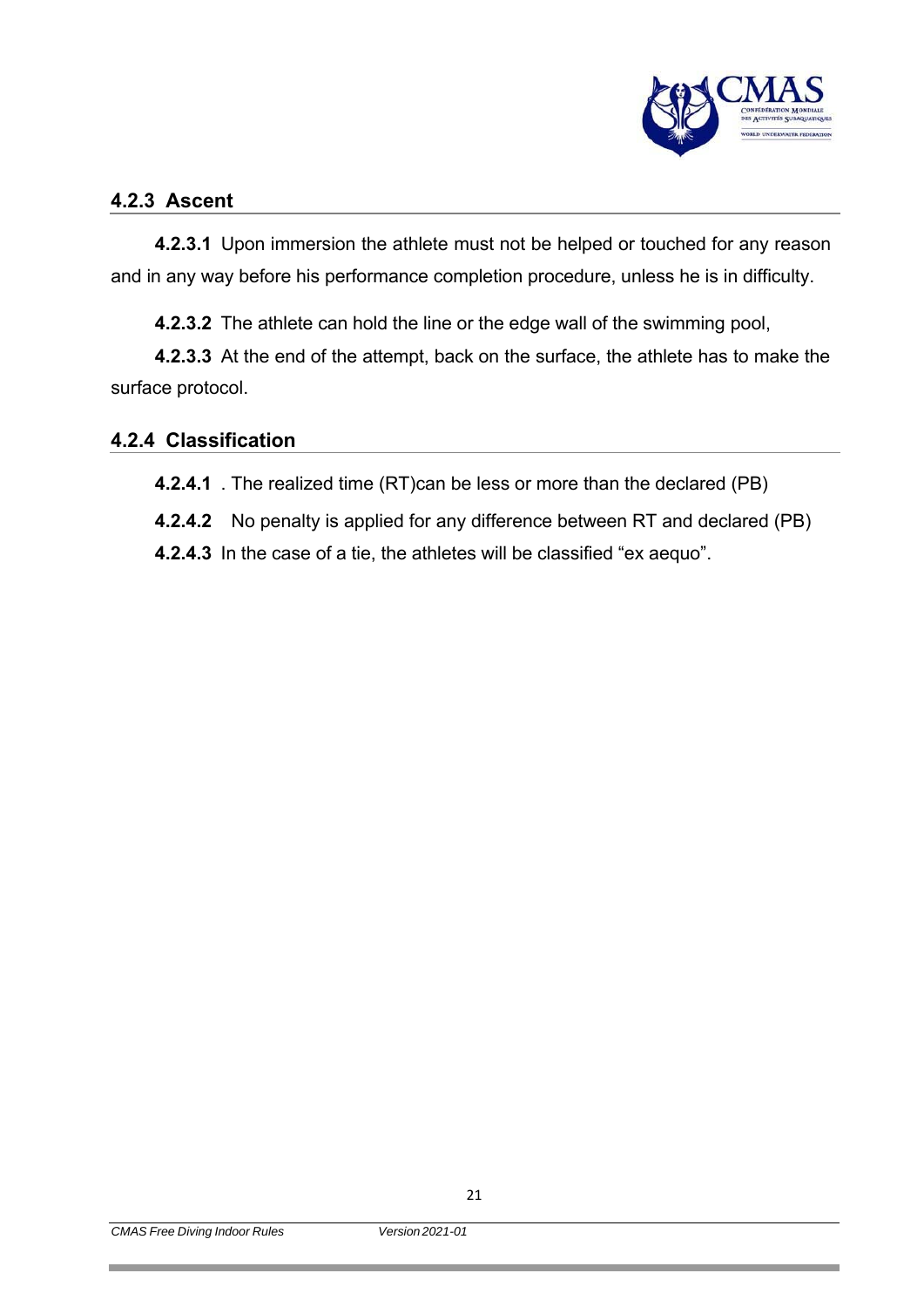### 4.2.3 Ascent

**4.2.3.1** Upon immersion the athlete must not be helped or touched for any reason and in any way before his performance completion procedure, unless he is in difficulty.

**4.2.3.2** The athlete can hold the line or the edge wall of the swimming pool,

**4.2.3.3** At the end of the attempt, back on the surface, the athlete has to make the surface protocol.

### 4.2.4 Classification

**4.2.4.1** . The realized time (RT)can be less or more than the declared (PB)

**4.2.4.2** No penalty is applied for any difference between RT and declared (PB)

**4.2.4.3** In the case of a tie, the athletes will be classified “ex aequo”.